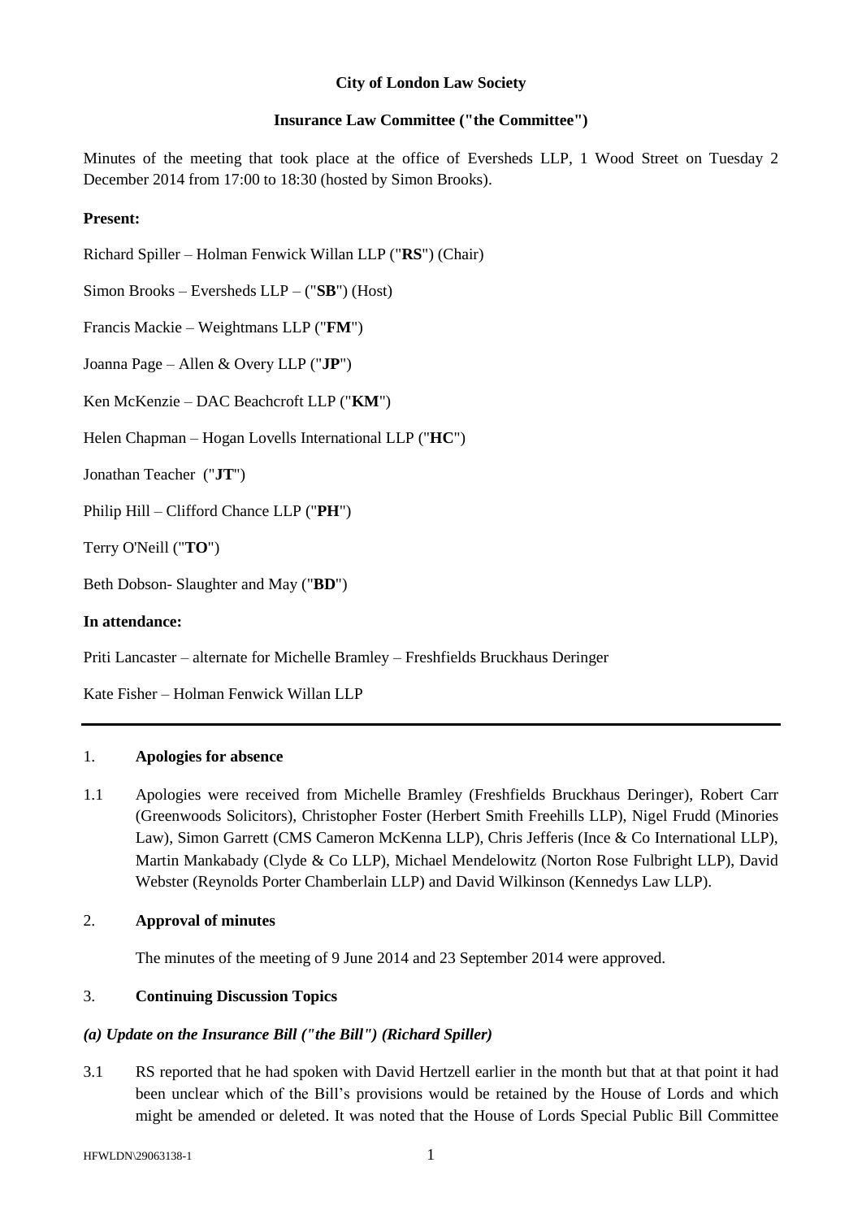**City of London Law Society**

**Insurance Law Committee ("the Committee")**

Minutes of the meeting that took place at the office of Eversheds LLP, 1 Wood Street on Tuesday 2 December 2014 from 17:00 to 18:30 (hosted by Simon Brooks).

**Present:**

Richard Spiller – Holman Fenwick Willan LLP ("**RS**") (Chair)

Simon Brooks – Eversheds LLP – ("**SB**") (Host)

Francis Mackie – Weightmans LLP ("**FM**")

Joanna Page – Allen & Overy LLP ("**JP**")

Ken McKenzie – DAC Beachcroft LLP ("**KM**")

Helen Chapman – Hogan Lovells International LLP ("**HC**")

Jonathan Teacher ("**JT**")

Philip Hill – Clifford Chance LLP ("**PH**")

Terry O'Neill ("**TO**")

Beth Dobson- Slaughter and May ("**BD**")

**In attendance:**

Priti Lancaster – alternate for Michelle Bramley – Freshfields Bruckhaus Deringer

Kate Fisher – Holman Fenwick Willan LLP

---

1. **Apologies for absence**

1.1 Apologies were received from Michelle Bramley (Freshfields Bruckhaus Deringer), Robert Carr (Greenwoods Solicitors), Christopher Foster (Herbert Smith Freehills LLP), Nigel Frudd (Minories Law), Simon Garrett (CMS Cameron McKenna LLP), Chris Jefferis (Ince & Co International LLP), Martin Mankabady (Clyde & Co LLP), Michael Mendelowitz (Norton Rose Fulbright LLP), David Webster (Reynolds Porter Chamberlain LLP) and David Wilkinson (Kennedys Law LLP).

2. **Approval of minutes**

The minutes of the meeting of 9 June 2014 and 23 September 2014 were approved.

3. **Continuing Discussion Topics**

***(a) Update on the Insurance Bill ("the Bill") (Richard Spiller)***

3.1 RS reported that he had spoken with David Hertzell earlier in the month but that at that point it had been unclear which of the Bill's provisions would be retained by the House of Lords and which might be amended or deleted. It was noted that the House of Lords Special Public Bill Committee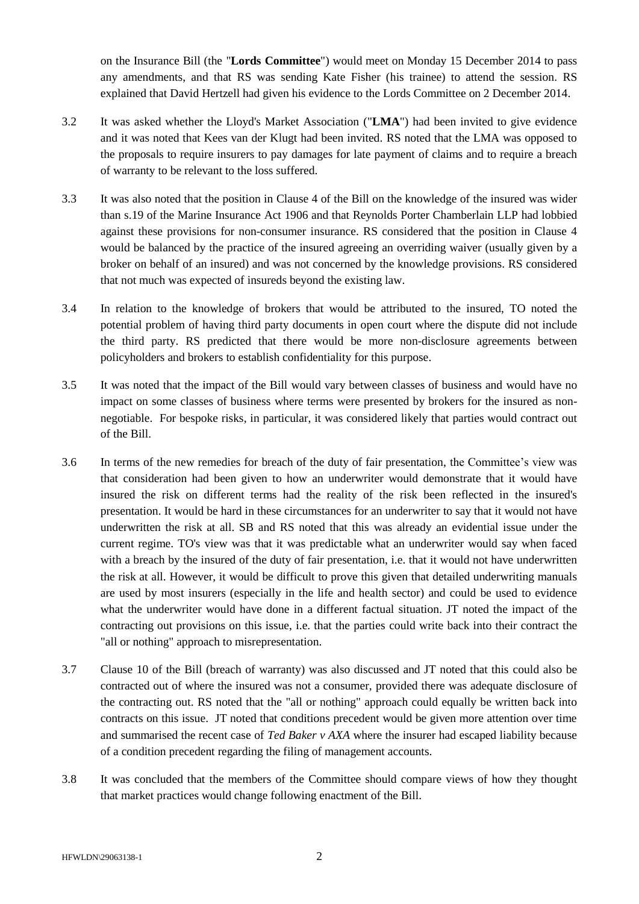on the Insurance Bill (the "**Lords Committee**") would meet on Monday 15 December 2014 to pass any amendments, and that RS was sending Kate Fisher (his trainee) to attend the session. RS explained that David Hertzell had given his evidence to the Lords Committee on 2 December 2014.

3.2 It was asked whether the Lloyd's Market Association ("**LMA**") had been invited to give evidence and it was noted that Kees van der Klugt had been invited. RS noted that the LMA was opposed to the proposals to require insurers to pay damages for late payment of claims and to require a breach of warranty to be relevant to the loss suffered.

3.3 It was also noted that the position in Clause 4 of the Bill on the knowledge of the insured was wider than s.19 of the Marine Insurance Act 1906 and that Reynolds Porter Chamberlain LLP had lobbied against these provisions for non-consumer insurance. RS considered that the position in Clause 4 would be balanced by the practice of the insured agreeing an overriding waiver (usually given by a broker on behalf of an insured) and was not concerned by the knowledge provisions. RS considered that not much was expected of insureds beyond the existing law.

3.4 In relation to the knowledge of brokers that would be attributed to the insured, TO noted the potential problem of having third party documents in open court where the dispute did not include the third party. RS predicted that there would be more non-disclosure agreements between policyholders and brokers to establish confidentiality for this purpose.

3.5 It was noted that the impact of the Bill would vary between classes of business and would have no impact on some classes of business where terms were presented by brokers for the insured as non-negotiable. For bespoke risks, in particular, it was considered likely that parties would contract out of the Bill.

3.6 In terms of the new remedies for breach of the duty of fair presentation, the Committee's view was that consideration had been given to how an underwriter would demonstrate that it would have insured the risk on different terms had the reality of the risk been reflected in the insured's presentation. It would be hard in these circumstances for an underwriter to say that it would not have underwritten the risk at all. SB and RS noted that this was already an evidential issue under the current regime. TO's view was that it was predictable what an underwriter would say when faced with a breach by the insured of the duty of fair presentation, i.e. that it would not have underwritten the risk at all. However, it would be difficult to prove this given that detailed underwriting manuals are used by most insurers (especially in the life and health sector) and could be used to evidence what the underwriter would have done in a different factual situation. JT noted the impact of the contracting out provisions on this issue, i.e. that the parties could write back into their contract the "all or nothing" approach to misrepresentation.

3.7 Clause 10 of the Bill (breach of warranty) was also discussed and JT noted that this could also be contracted out of where the insured was not a consumer, provided there was adequate disclosure of the contracting out. RS noted that the "all or nothing" approach could equally be written back into contracts on this issue. JT noted that conditions precedent would be given more attention over time and summarised the recent case of *Ted Baker v AXA* where the insurer had escaped liability because of a condition precedent regarding the filing of management accounts.

3.8 It was concluded that the members of the Committee should compare views of how they thought that market practices would change following enactment of the Bill.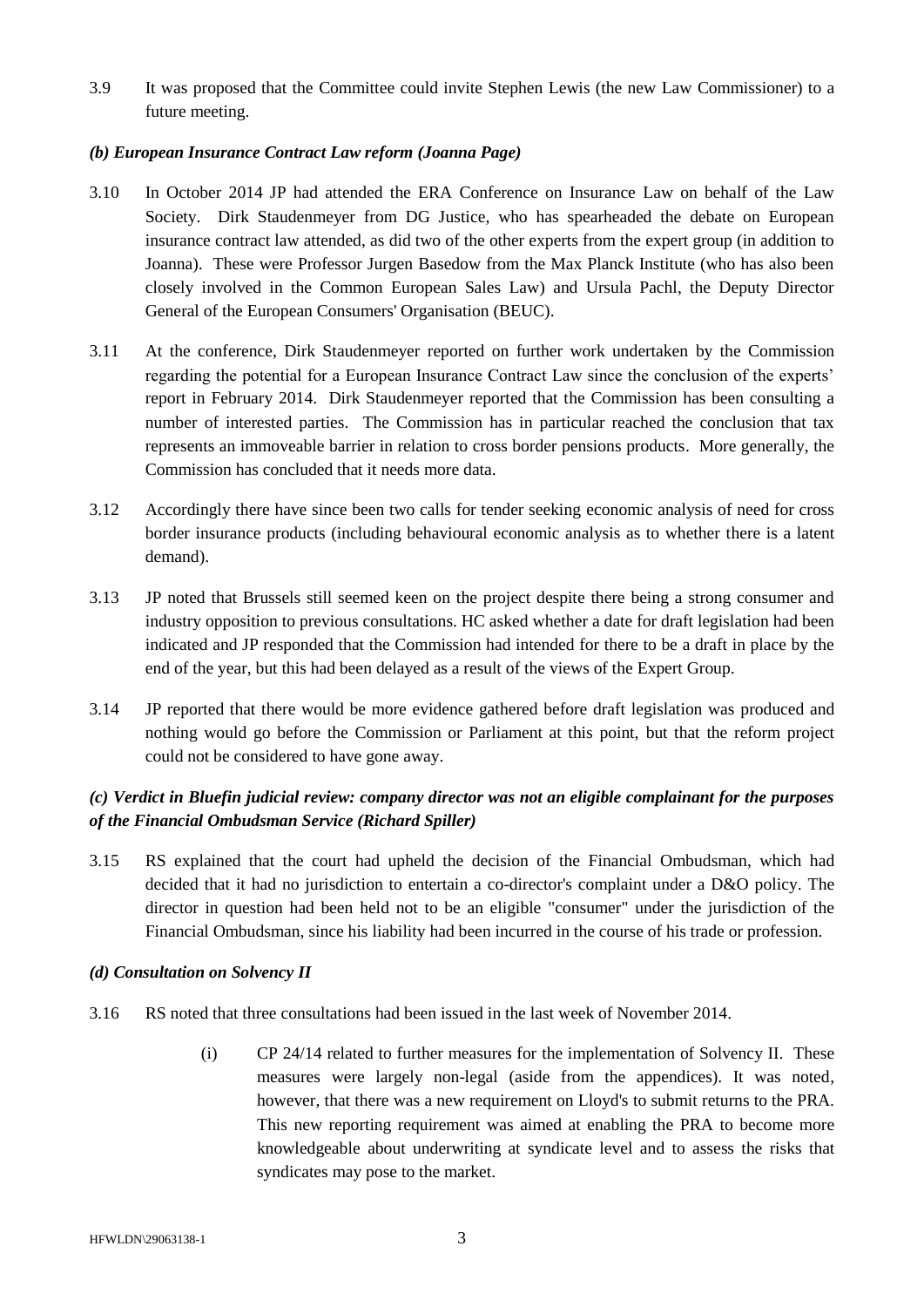3.9 It was proposed that the Committee could invite Stephen Lewis (the new Law Commissioner) to a future meeting.

### *(b) European Insurance Contract Law reform (Joanna Page)*

3.10 In October 2014 JP had attended the ERA Conference on Insurance Law on behalf of the Law Society. Dirk Staudenmeyer from DG Justice, who has spearheaded the debate on European insurance contract law attended, as did two of the other experts from the expert group (in addition to Joanna). These were Professor Jurgen Basedow from the Max Planck Institute (who has also been closely involved in the Common European Sales Law) and Ursula Pachl, the Deputy Director General of the European Consumers' Organisation (BEUC).

3.11 At the conference, Dirk Staudenmeyer reported on further work undertaken by the Commission regarding the potential for a European Insurance Contract Law since the conclusion of the experts' report in February 2014. Dirk Staudenmeyer reported that the Commission has been consulting a number of interested parties. The Commission has in particular reached the conclusion that tax represents an immoveable barrier in relation to cross border pensions products. More generally, the Commission has concluded that it needs more data.

3.12 Accordingly there have since been two calls for tender seeking economic analysis of need for cross border insurance products (including behavioural economic analysis as to whether there is a latent demand).

3.13 JP noted that Brussels still seemed keen on the project despite there being a strong consumer and industry opposition to previous consultations. HC asked whether a date for draft legislation had been indicated and JP responded that the Commission had intended for there to be a draft in place by the end of the year, but this had been delayed as a result of the views of the Expert Group.

3.14 JP reported that there would be more evidence gathered before draft legislation was produced and nothing would go before the Commission or Parliament at this point, but that the reform project could not be considered to have gone away.

### *(c) Verdict in Bluefin judicial review: company director was not an eligible complainant for the purposes of the Financial Ombudsman Service (Richard Spiller)*

3.15 RS explained that the court had upheld the decision of the Financial Ombudsman, which had decided that it had no jurisdiction to entertain a co-director's complaint under a D&O policy. The director in question had been held not to be an eligible "consumer" under the jurisdiction of the Financial Ombudsman, since his liability had been incurred in the course of his trade or profession.

### *(d) Consultation on Solvency II*

3.16 RS noted that three consultations had been issued in the last week of November 2014.

(i) CP 24/14 related to further measures for the implementation of Solvency II. These measures were largely non-legal (aside from the appendices). It was noted, however, that there was a new requirement on Lloyd's to submit returns to the PRA. This new reporting requirement was aimed at enabling the PRA to become more knowledgeable about underwriting at syndicate level and to assess the risks that syndicates may pose to the market.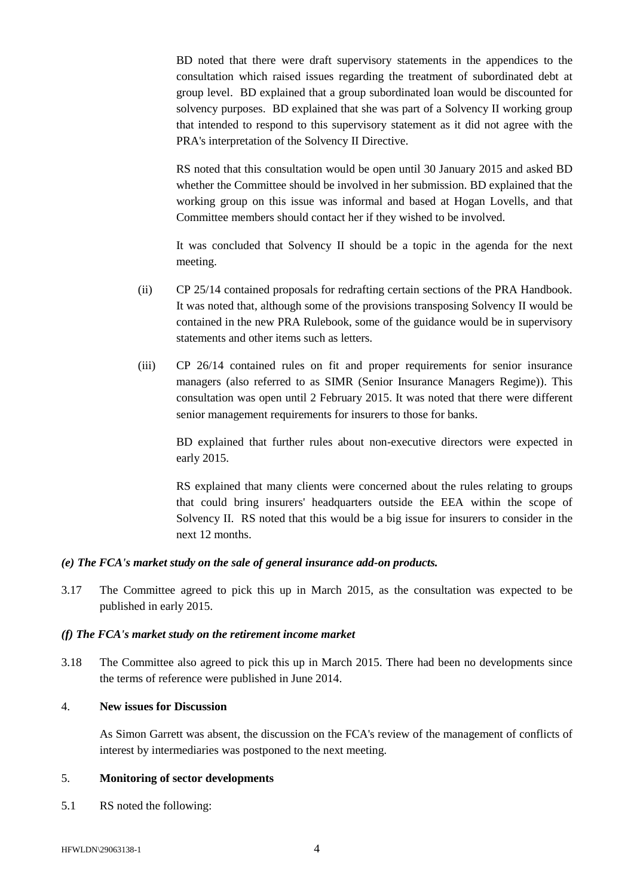BD noted that there were draft supervisory statements in the appendices to the consultation which raised issues regarding the treatment of subordinated debt at group level. BD explained that a group subordinated loan would be discounted for solvency purposes. BD explained that she was part of a Solvency II working group that intended to respond to this supervisory statement as it did not agree with the PRA's interpretation of the Solvency II Directive.

RS noted that this consultation would be open until 30 January 2015 and asked BD whether the Committee should be involved in her submission. BD explained that the working group on this issue was informal and based at Hogan Lovells, and that Committee members should contact her if they wished to be involved.

It was concluded that Solvency II should be a topic in the agenda for the next meeting.

(ii) CP 25/14 contained proposals for redrafting certain sections of the PRA Handbook. It was noted that, although some of the provisions transposing Solvency II would be contained in the new PRA Rulebook, some of the guidance would be in supervisory statements and other items such as letters.

(iii) CP 26/14 contained rules on fit and proper requirements for senior insurance managers (also referred to as SIMR (Senior Insurance Managers Regime)). This consultation was open until 2 February 2015. It was noted that there were different senior management requirements for insurers to those for banks.

BD explained that further rules about non-executive directors were expected in early 2015.

RS explained that many clients were concerned about the rules relating to groups that could bring insurers' headquarters outside the EEA within the scope of Solvency II. RS noted that this would be a big issue for insurers to consider in the next 12 months.

***(e) The FCA's market study on the sale of general insurance add-on products.***

3.17 The Committee agreed to pick this up in March 2015, as the consultation was expected to be published in early 2015.

***(f) The FCA's market study on the retirement income market***

3.18 The Committee also agreed to pick this up in March 2015. There had been no developments since the terms of reference were published in June 2014.

4. **New issues for Discussion**

As Simon Garrett was absent, the discussion on the FCA's review of the management of conflicts of interest by intermediaries was postponed to the next meeting.

5. **Monitoring of sector developments**

5.1 RS noted the following: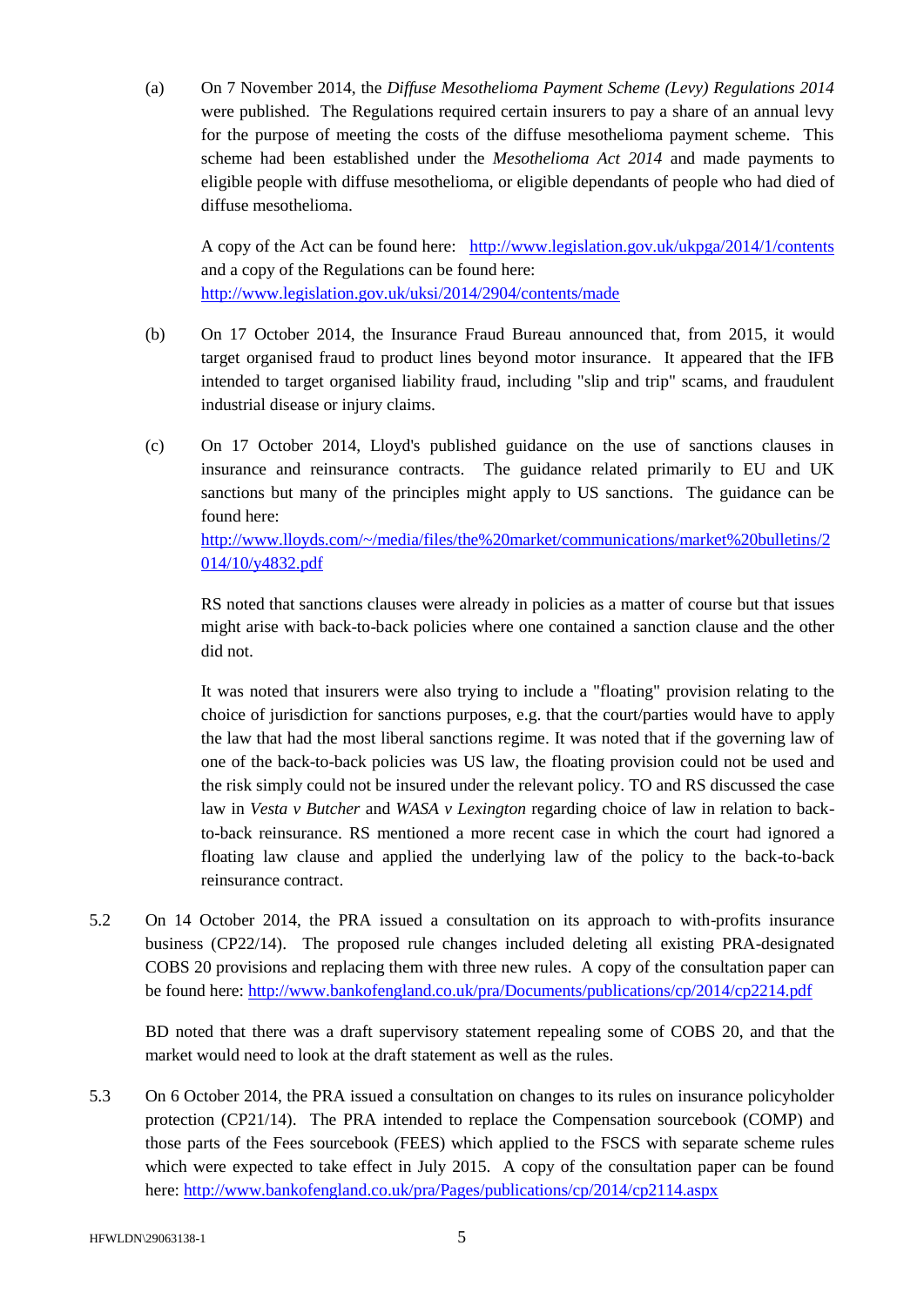(a) On 7 November 2014, the *Diffuse Mesothelioma Payment Scheme (Levy) Regulations 2014* were published. The Regulations required certain insurers to pay a share of an annual levy for the purpose of meeting the costs of the diffuse mesothelioma payment scheme. This scheme had been established under the *Mesothelioma Act 2014* and made payments to eligible people with diffuse mesothelioma, or eligible dependants of people who had died of diffuse mesothelioma.

    A copy of the Act can be found here: http://www.legislation.gov.uk/ukpga/2014/1/contents and a copy of the Regulations can be found here: http://www.legislation.gov.uk/uksi/2014/2904/contents/made

(b) On 17 October 2014, the Insurance Fraud Bureau announced that, from 2015, it would target organised fraud to product lines beyond motor insurance. It appeared that the IFB intended to target organised liability fraud, including "slip and trip" scams, and fraudulent industrial disease or injury claims.

(c) On 17 October 2014, Lloyd's published guidance on the use of sanctions clauses in insurance and reinsurance contracts. The guidance related primarily to EU and UK sanctions but many of the principles might apply to US sanctions. The guidance can be found here: http://www.lloyds.com/~/media/files/the%20market/communications/market%20bulletins/2014/10/y4832.pdf

    RS noted that sanctions clauses were already in policies as a matter of course but that issues might arise with back-to-back policies where one contained a sanction clause and the other did not.

    It was noted that insurers were also trying to include a "floating" provision relating to the choice of jurisdiction for sanctions purposes, e.g. that the court/parties would have to apply the law that had the most liberal sanctions regime. It was noted that if the governing law of one of the back-to-back policies was US law, the floating provision could not be used and the risk simply could not be insured under the relevant policy. TO and RS discussed the case law in *Vesta v Butcher* and *WASA v Lexington* regarding choice of law in relation to back-to-back reinsurance. RS mentioned a more recent case in which the court had ignored a floating law clause and applied the underlying law of the policy to the back-to-back reinsurance contract.

5.2 On 14 October 2014, the PRA issued a consultation on its approach to with-profits insurance business (CP22/14). The proposed rule changes included deleting all existing PRA-designated COBS 20 provisions and replacing them with three new rules. A copy of the consultation paper can be found here: http://www.bankofengland.co.uk/pra/Documents/publications/cp/2014/cp2214.pdf

    BD noted that there was a draft supervisory statement repealing some of COBS 20, and that the market would need to look at the draft statement as well as the rules.

5.3 On 6 October 2014, the PRA issued a consultation on changes to its rules on insurance policyholder protection (CP21/14). The PRA intended to replace the Compensation sourcebook (COMP) and those parts of the Fees sourcebook (FEES) which applied to the FSCS with separate scheme rules which were expected to take effect in July 2015. A copy of the consultation paper can be found here: http://www.bankofengland.co.uk/pra/Pages/publications/cp/2014/cp2114.aspx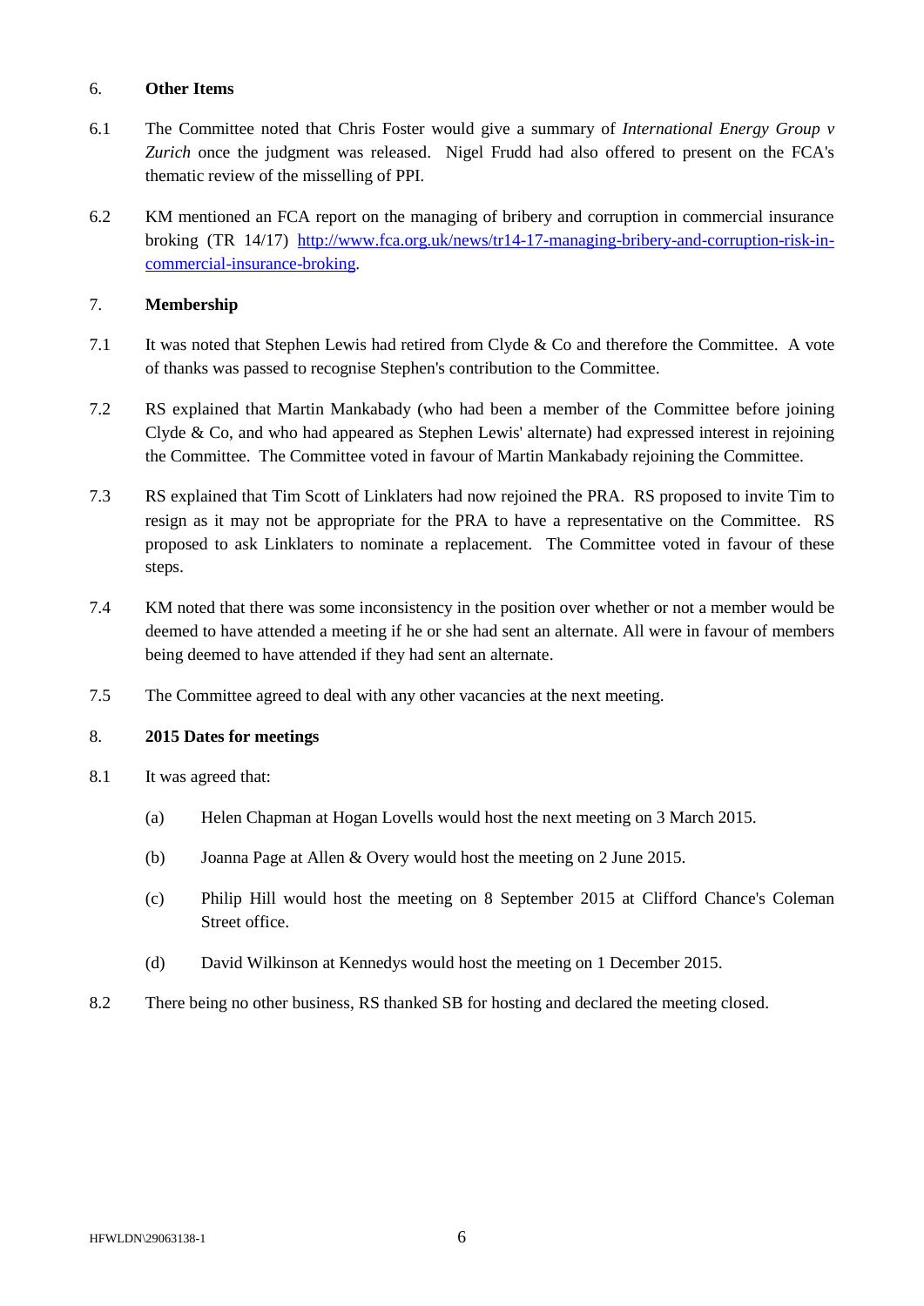## 6. Other Items

6.1 The Committee noted that Chris Foster would give a summary of *International Energy Group v Zurich* once the judgment was released. Nigel Frudd had also offered to present on the FCA's thematic review of the misselling of PPI.

6.2 KM mentioned an FCA report on the managing of bribery and corruption in commercial insurance broking (TR 14/17) http://www.fca.org.uk/news/tr14-17-managing-bribery-and-corruption-risk-in-commercial-insurance-broking.

## 7. Membership

7.1 It was noted that Stephen Lewis had retired from Clyde & Co and therefore the Committee. A vote of thanks was passed to recognise Stephen's contribution to the Committee.

7.2 RS explained that Martin Mankabady (who had been a member of the Committee before joining Clyde & Co, and who had appeared as Stephen Lewis' alternate) had expressed interest in rejoining the Committee. The Committee voted in favour of Martin Mankabady rejoining the Committee.

7.3 RS explained that Tim Scott of Linklaters had now rejoined the PRA. RS proposed to invite Tim to resign as it may not be appropriate for the PRA to have a representative on the Committee. RS proposed to ask Linklaters to nominate a replacement. The Committee voted in favour of these steps.

7.4 KM noted that there was some inconsistency in the position over whether or not a member would be deemed to have attended a meeting if he or she had sent an alternate. All were in favour of members being deemed to have attended if they had sent an alternate.

7.5 The Committee agreed to deal with any other vacancies at the next meeting.

## 8. 2015 Dates for meetings

8.1 It was agreed that:

(a) Helen Chapman at Hogan Lovells would host the next meeting on 3 March 2015.

(b) Joanna Page at Allen & Overy would host the meeting on 2 June 2015.

(c) Philip Hill would host the meeting on 8 September 2015 at Clifford Chance's Coleman Street office.

(d) David Wilkinson at Kennedys would host the meeting on 1 December 2015.

8.2 There being no other business, RS thanked SB for hosting and declared the meeting closed.

HFWLDN\29063138-1